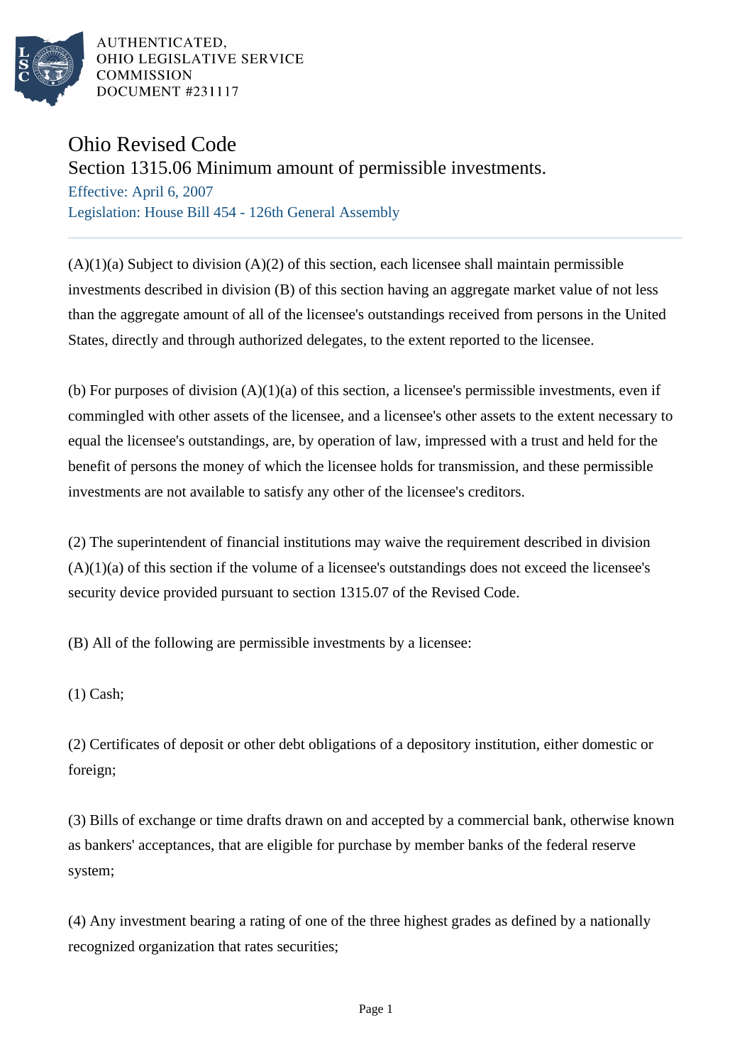AUTHENTICATED,
OHIO LEGISLATIVE SERVICE
COMMISSION
DOCUMENT #231117

# Ohio Revised Code

## Section 1315.06 Minimum amount of permissible investments.

Effective: April 6, 2007

Legislation: House Bill 454 - 126th General Assembly

(A)(1)(a) Subject to division (A)(2) of this section, each licensee shall maintain permissible investments described in division (B) of this section having an aggregate market value of not less than the aggregate amount of all of the licensee's outstandings received from persons in the United States, directly and through authorized delegates, to the extent reported to the licensee.

(b) For purposes of division (A)(1)(a) of this section, a licensee's permissible investments, even if commingled with other assets of the licensee, and a licensee's other assets to the extent necessary to equal the licensee's outstandings, are, by operation of law, impressed with a trust and held for the benefit of persons the money of which the licensee holds for transmission, and these permissible investments are not available to satisfy any other of the licensee's creditors.

(2) The superintendent of financial institutions may waive the requirement described in division (A)(1)(a) of this section if the volume of a licensee's outstandings does not exceed the licensee's security device provided pursuant to section 1315.07 of the Revised Code.

(B) All of the following are permissible investments by a licensee:

(1) Cash;

(2) Certificates of deposit or other debt obligations of a depository institution, either domestic or foreign;

(3) Bills of exchange or time drafts drawn on and accepted by a commercial bank, otherwise known as bankers' acceptances, that are eligible for purchase by member banks of the federal reserve system;

(4) Any investment bearing a rating of one of the three highest grades as defined by a nationally recognized organization that rates securities;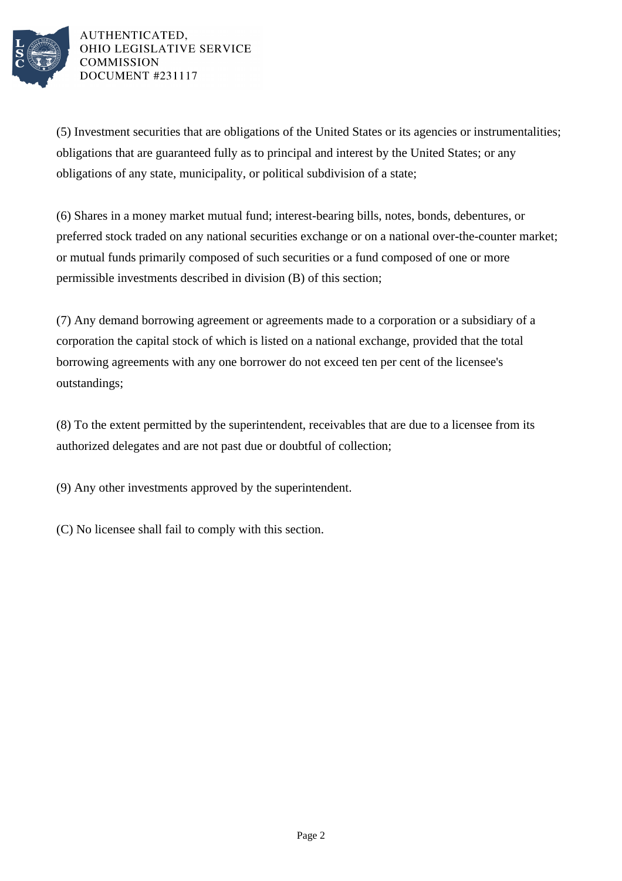(5) Investment securities that are obligations of the United States or its agencies or instrumentalities; obligations that are guaranteed fully as to principal and interest by the United States; or any obligations of any state, municipality, or political subdivision of a state;

(6) Shares in a money market mutual fund; interest-bearing bills, notes, bonds, debentures, or preferred stock traded on any national securities exchange or on a national over-the-counter market; or mutual funds primarily composed of such securities or a fund composed of one or more permissible investments described in division (B) of this section;

(7) Any demand borrowing agreement or agreements made to a corporation or a subsidiary of a corporation the capital stock of which is listed on a national exchange, provided that the total borrowing agreements with any one borrower do not exceed ten per cent of the licensee's outstandings;

(8) To the extent permitted by the superintendent, receivables that are due to a licensee from its authorized delegates and are not past due or doubtful of collection;

(9) Any other investments approved by the superintendent.

(C) No licensee shall fail to comply with this section.